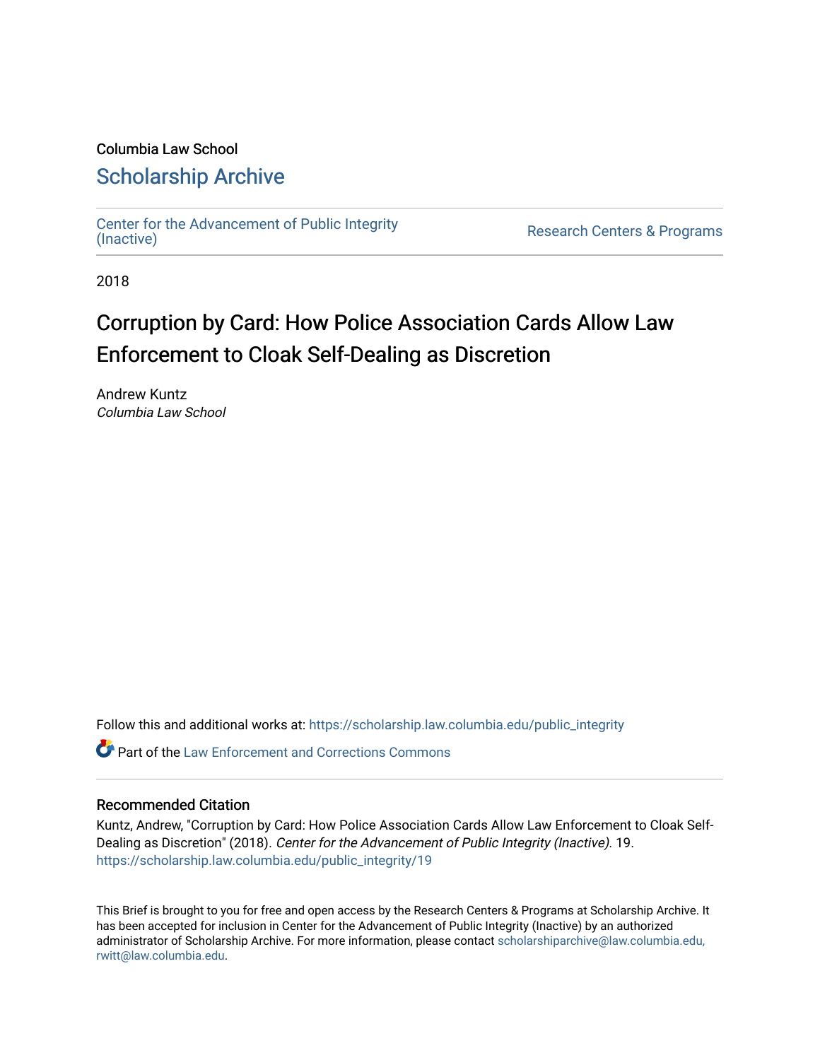Columbia Law School

# Scholarship Archive

Center for the Advancement of Public Integrity (Inactive)

Research Centers & Programs

2018

# Corruption by Card: How Police Association Cards Allow Law Enforcement to Cloak Self-Dealing as Discretion

Andrew Kuntz
*Columbia Law School*

Follow this and additional works at: https://scholarship.law.columbia.edu/public_integrity

Part of the Law Enforcement and Corrections Commons

## Recommended Citation

Kuntz, Andrew, "Corruption by Card: How Police Association Cards Allow Law Enforcement to Cloak Self-Dealing as Discretion" (2018). *Center for the Advancement of Public Integrity (Inactive)*. 19.
https://scholarship.law.columbia.edu/public_integrity/19

This Brief is brought to you for free and open access by the Research Centers & Programs at Scholarship Archive. It has been accepted for inclusion in Center for the Advancement of Public Integrity (Inactive) by an authorized administrator of Scholarship Archive. For more information, please contact scholarshiparchive@law.columbia.edu, rwitt@law.columbia.edu.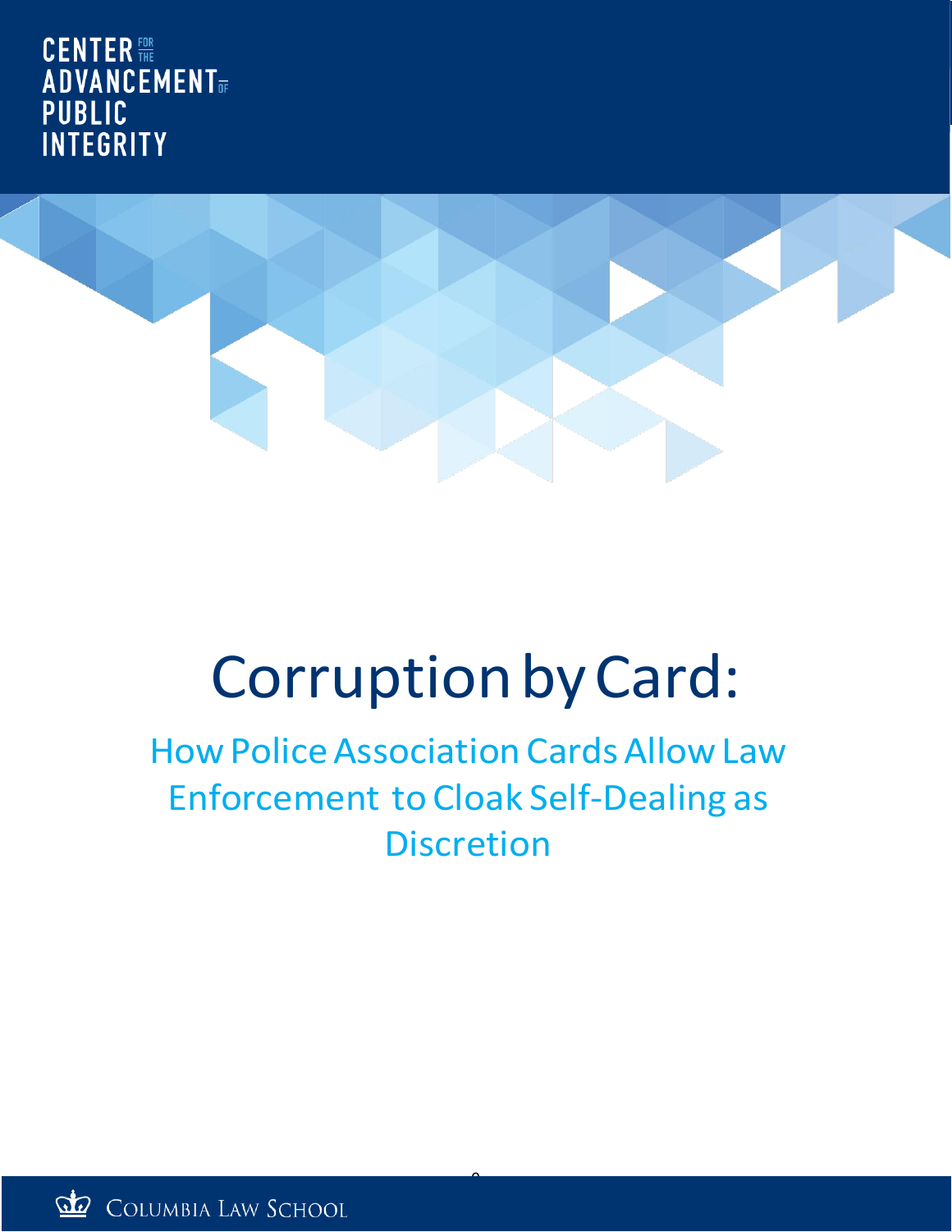CENTER FOR THE ADVANCEMENT OF PUBLIC INTEGRITY

# Corruption by Card:

## How Police Association Cards Allow Law Enforcement to Cloak Self-Dealing as Discretion

COLUMBIA LAW SCHOOL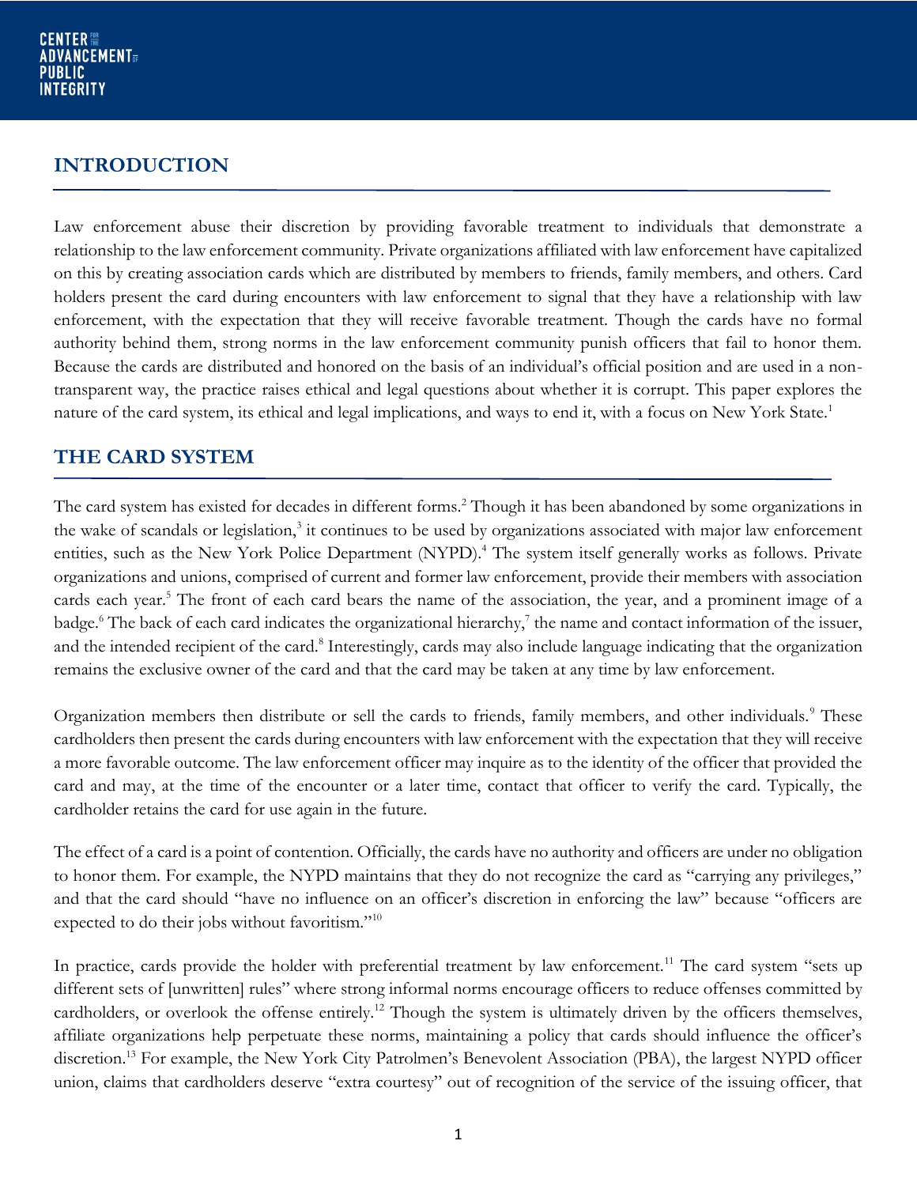## INTRODUCTION

Law enforcement abuse their discretion by providing favorable treatment to individuals that demonstrate a relationship to the law enforcement community. Private organizations affiliated with law enforcement have capitalized on this by creating association cards which are distributed by members to friends, family members, and others. Card holders present the card during encounters with law enforcement to signal that they have a relationship with law enforcement, with the expectation that they will receive favorable treatment. Though the cards have no formal authority behind them, strong norms in the law enforcement community punish officers that fail to honor them. Because the cards are distributed and honored on the basis of an individual's official position and are used in a non-transparent way, the practice raises ethical and legal questions about whether it is corrupt. This paper explores the nature of the card system, its ethical and legal implications, and ways to end it, with a focus on New York State.[1]

## THE CARD SYSTEM

The card system has existed for decades in different forms.[2] Though it has been abandoned by some organizations in the wake of scandals or legislation,[3] it continues to be used by organizations associated with major law enforcement entities, such as the New York Police Department (NYPD).[4] The system itself generally works as follows. Private organizations and unions, comprised of current and former law enforcement, provide their members with association cards each year.[5] The front of each card bears the name of the association, the year, and a prominent image of a badge.[6] The back of each card indicates the organizational hierarchy,[7] the name and contact information of the issuer, and the intended recipient of the card.[8] Interestingly, cards may also include language indicating that the organization remains the exclusive owner of the card and that the card may be taken at any time by law enforcement.

Organization members then distribute or sell the cards to friends, family members, and other individuals.[9] These cardholders then present the cards during encounters with law enforcement with the expectation that they will receive a more favorable outcome. The law enforcement officer may inquire as to the identity of the officer that provided the card and may, at the time of the encounter or a later time, contact that officer to verify the card. Typically, the cardholder retains the card for use again in the future.

The effect of a card is a point of contention. Officially, the cards have no authority and officers are under no obligation to honor them. For example, the NYPD maintains that they do not recognize the card as "carrying any privileges," and that the card should "have no influence on an officer's discretion in enforcing the law" because "officers are expected to do their jobs without favoritism."[10]

In practice, cards provide the holder with preferential treatment by law enforcement.[11] The card system "sets up different sets of [unwritten] rules" where strong informal norms encourage officers to reduce offenses committed by cardholders, or overlook the offense entirely.[12] Though the system is ultimately driven by the officers themselves, affiliate organizations help perpetuate these norms, maintaining a policy that cards should influence the officer's discretion.[13] For example, the New York City Patrolmen's Benevolent Association (PBA), the largest NYPD officer union, claims that cardholders deserve "extra courtesy" out of recognition of the service of the issuing officer, that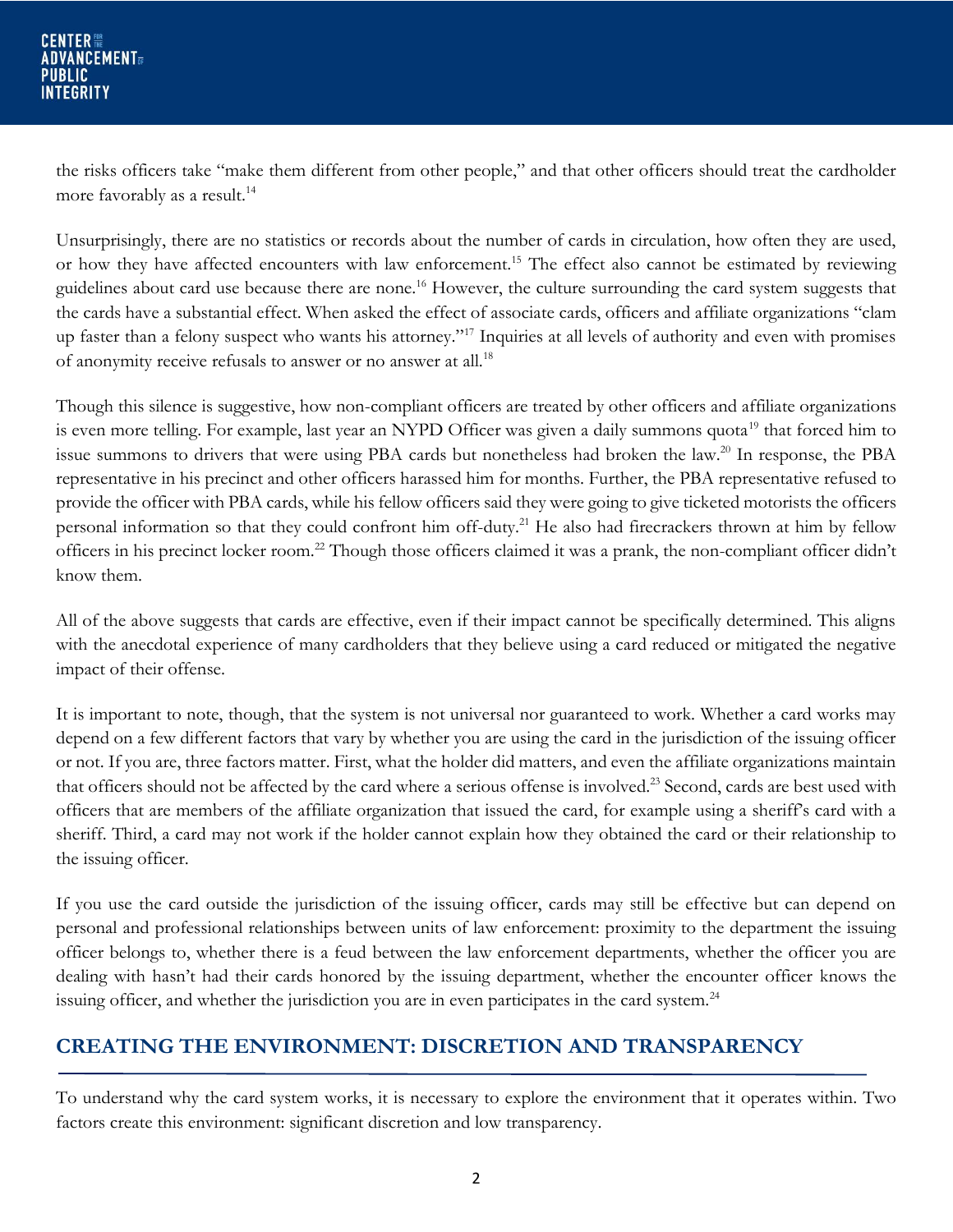the risks officers take "make them different from other people," and that other officers should treat the cardholder more favorably as a result.[14]

Unsurprisingly, there are no statistics or records about the number of cards in circulation, how often they are used, or how they have affected encounters with law enforcement.[15] The effect also cannot be estimated by reviewing guidelines about card use because there are none.[16] However, the culture surrounding the card system suggests that the cards have a substantial effect. When asked the effect of associate cards, officers and affiliate organizations "clam up faster than a felony suspect who wants his attorney."[17] Inquiries at all levels of authority and even with promises of anonymity receive refusals to answer or no answer at all.[18]

Though this silence is suggestive, how non-compliant officers are treated by other officers and affiliate organizations is even more telling. For example, last year an NYPD Officer was given a daily summons quota[19] that forced him to issue summons to drivers that were using PBA cards but nonetheless had broken the law.[20] In response, the PBA representative in his precinct and other officers harassed him for months. Further, the PBA representative refused to provide the officer with PBA cards, while his fellow officers said they were going to give ticketed motorists the officers personal information so that they could confront him off-duty.[21] He also had firecrackers thrown at him by fellow officers in his precinct locker room.[22] Though those officers claimed it was a prank, the non-compliant officer didn't know them.

All of the above suggests that cards are effective, even if their impact cannot be specifically determined. This aligns with the anecdotal experience of many cardholders that they believe using a card reduced or mitigated the negative impact of their offense.

It is important to note, though, that the system is not universal nor guaranteed to work. Whether a card works may depend on a few different factors that vary by whether you are using the card in the jurisdiction of the issuing officer or not. If you are, three factors matter. First, what the holder did matters, and even the affiliate organizations maintain that officers should not be affected by the card where a serious offense is involved.[23] Second, cards are best used with officers that are members of the affiliate organization that issued the card, for example using a sheriff's card with a sheriff. Third, a card may not work if the holder cannot explain how they obtained the card or their relationship to the issuing officer.

If you use the card outside the jurisdiction of the issuing officer, cards may still be effective but can depend on personal and professional relationships between units of law enforcement: proximity to the department the issuing officer belongs to, whether there is a feud between the law enforcement departments, whether the officer you are dealing with hasn't had their cards honored by the issuing department, whether the encounter officer knows the issuing officer, and whether the jurisdiction you are in even participates in the card system.[24]

## CREATING THE ENVIRONMENT: DISCRETION AND TRANSPARENCY

To understand why the card system works, it is necessary to explore the environment that it operates within. Two factors create this environment: significant discretion and low transparency.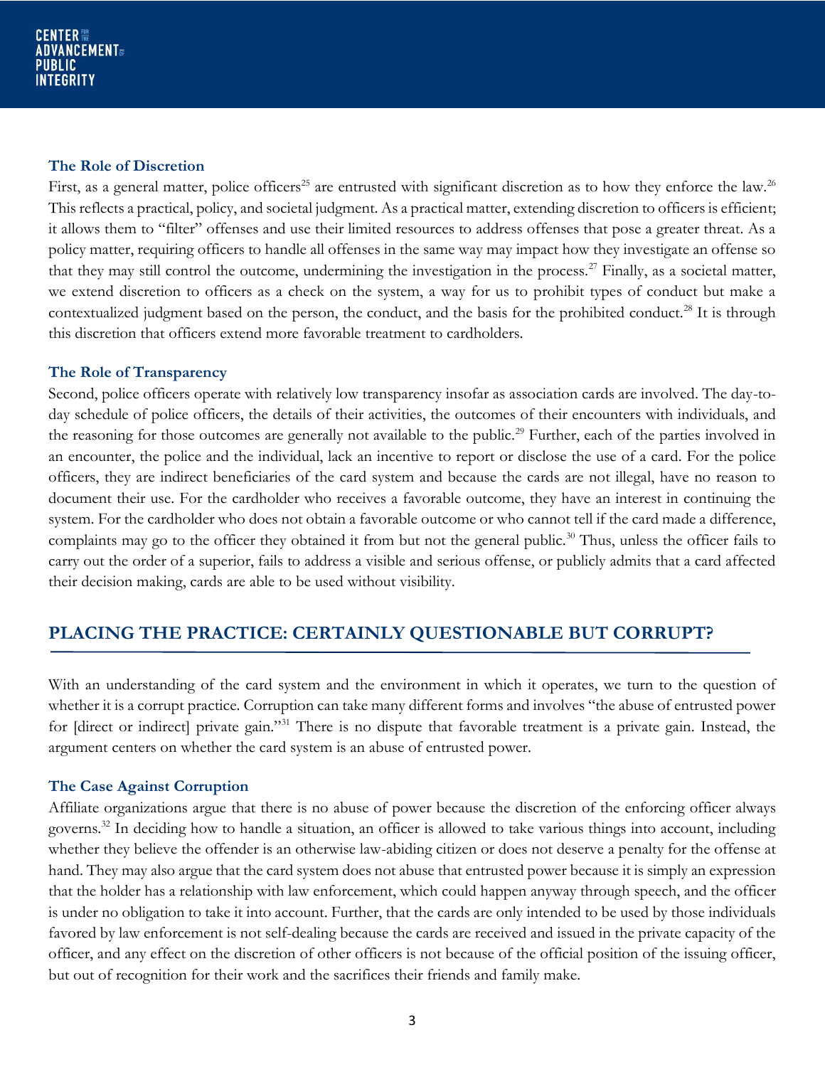### The Role of Discretion

First, as a general matter, police officers[25] are entrusted with significant discretion as to how they enforce the law.[26] This reflects a practical, policy, and societal judgment. As a practical matter, extending discretion to officers is efficient; it allows them to "filter" offenses and use their limited resources to address offenses that pose a greater threat. As a policy matter, requiring officers to handle all offenses in the same way may impact how they investigate an offense so that they may still control the outcome, undermining the investigation in the process.[27] Finally, as a societal matter, we extend discretion to officers as a check on the system, a way for us to prohibit types of conduct but make a contextualized judgment based on the person, the conduct, and the basis for the prohibited conduct.[28] It is through this discretion that officers extend more favorable treatment to cardholders.

### The Role of Transparency

Second, police officers operate with relatively low transparency insofar as association cards are involved. The day-to-day schedule of police officers, the details of their activities, the outcomes of their encounters with individuals, and the reasoning for those outcomes are generally not available to the public.[29] Further, each of the parties involved in an encounter, the police and the individual, lack an incentive to report or disclose the use of a card. For the police officers, they are indirect beneficiaries of the card system and because the cards are not illegal, have no reason to document their use. For the cardholder who receives a favorable outcome, they have an interest in continuing the system. For the cardholder who does not obtain a favorable outcome or who cannot tell if the card made a difference, complaints may go to the officer they obtained it from but not the general public.[30] Thus, unless the officer fails to carry out the order of a superior, fails to address a visible and serious offense, or publicly admits that a card affected their decision making, cards are able to be used without visibility.

## PLACING THE PRACTICE: CERTAINLY QUESTIONABLE BUT CORRUPT?

With an understanding of the card system and the environment in which it operates, we turn to the question of whether it is a corrupt practice. Corruption can take many different forms and involves "the abuse of entrusted power for [direct or indirect] private gain."[31] There is no dispute that favorable treatment is a private gain. Instead, the argument centers on whether the card system is an abuse of entrusted power.

### The Case Against Corruption

Affiliate organizations argue that there is no abuse of power because the discretion of the enforcing officer always governs.[32] In deciding how to handle a situation, an officer is allowed to take various things into account, including whether they believe the offender is an otherwise law-abiding citizen or does not deserve a penalty for the offense at hand. They may also argue that the card system does not abuse that entrusted power because it is simply an expression that the holder has a relationship with law enforcement, which could happen anyway through speech, and the officer is under no obligation to take it into account. Further, that the cards are only intended to be used by those individuals favored by law enforcement is not self-dealing because the cards are received and issued in the private capacity of the officer, and any effect on the discretion of other officers is not because of the official position of the issuing officer, but out of recognition for their work and the sacrifices their friends and family make.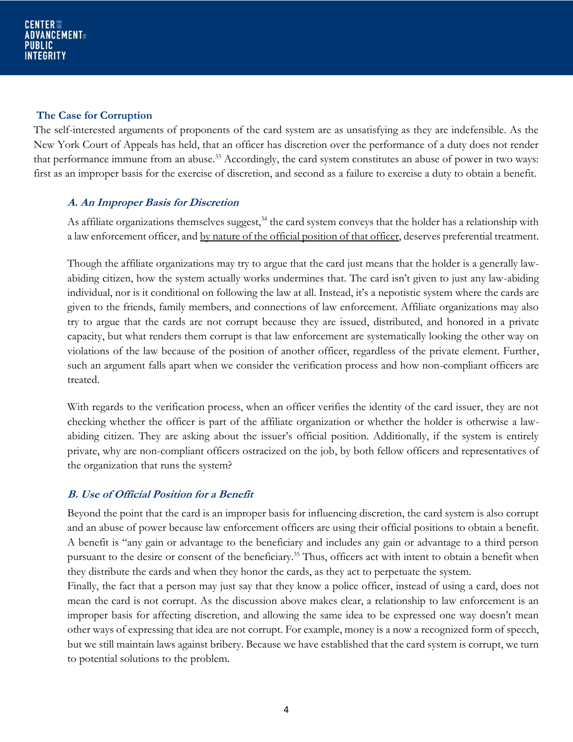## The Case for Corruption

The self-interested arguments of proponents of the card system are as unsatisfying as they are indefensible. As the New York Court of Appeals has held, that an officer has discretion over the performance of a duty does not render that performance immune from an abuse.[33] Accordingly, the card system constitutes an abuse of power in two ways: first as an improper basis for the exercise of discretion, and second as a failure to exercise a duty to obtain a benefit.

### *A. An Improper Basis for Discretion*

As affiliate organizations themselves suggest,[34] the card system conveys that the holder has a relationship with a law enforcement officer, and <u>by nature of the official position of that officer</u>, deserves preferential treatment.

Though the affiliate organizations may try to argue that the card just means that the holder is a generally law-abiding citizen, how the system actually works undermines that. The card isn't given to just any law-abiding individual, nor is it conditional on following the law at all. Instead, it's a nepotistic system where the cards are given to the friends, family members, and connections of law enforcement. Affiliate organizations may also try to argue that the cards are not corrupt because they are issued, distributed, and honored in a private capacity, but what renders them corrupt is that law enforcement are systematically looking the other way on violations of the law because of the position of another officer, regardless of the private element. Further, such an argument falls apart when we consider the verification process and how non-compliant officers are treated.

With regards to the verification process, when an officer verifies the identity of the card issuer, they are not checking whether the officer is part of the affiliate organization or whether the holder is otherwise a law-abiding citizen. They are asking about the issuer's official position. Additionally, if the system is entirely private, why are non-compliant officers ostracized on the job, by both fellow officers and representatives of the organization that runs the system?

### *B. Use of Official Position for a Benefit*

Beyond the point that the card is an improper basis for influencing discretion, the card system is also corrupt and an abuse of power because law enforcement officers are using their official positions to obtain a benefit. A benefit is "any gain or advantage to the beneficiary and includes any gain or advantage to a third person pursuant to the desire or consent of the beneficiary.[35] Thus, officers act with intent to obtain a benefit when they distribute the cards and when they honor the cards, as they act to perpetuate the system.

Finally, the fact that a person may just say that they know a police officer, instead of using a card, does not mean the card is not corrupt. As the discussion above makes clear, a relationship to law enforcement is an improper basis for affecting discretion, and allowing the same idea to be expressed one way doesn't mean other ways of expressing that idea are not corrupt. For example, money is a now a recognized form of speech, but we still maintain laws against bribery. Because we have established that the card system is corrupt, we turn to potential solutions to the problem.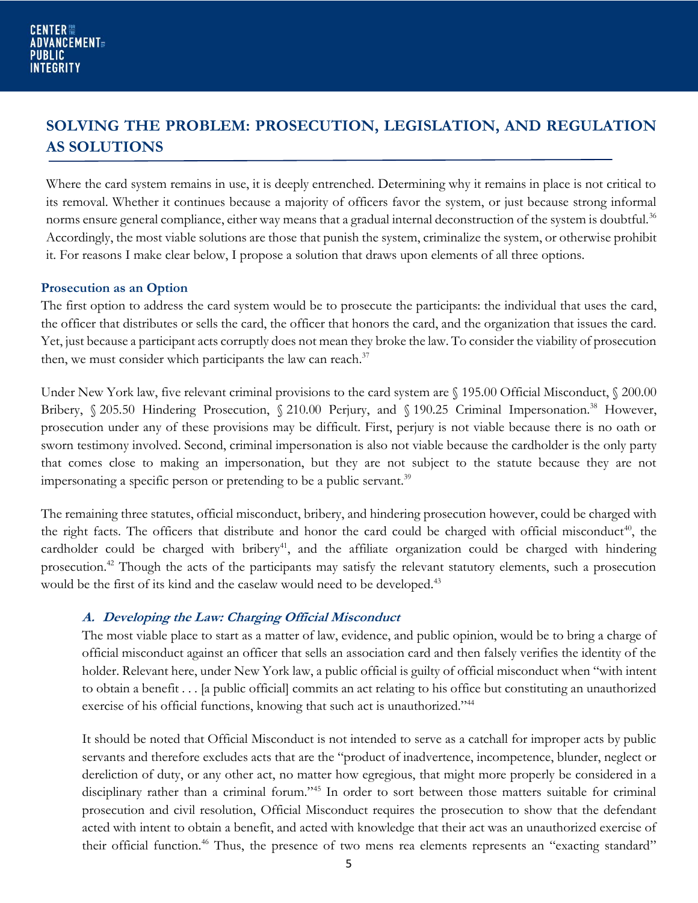## SOLVING THE PROBLEM: PROSECUTION, LEGISLATION, AND REGULATION AS SOLUTIONS

Where the card system remains in use, it is deeply entrenched. Determining why it remains in place is not critical to its removal. Whether it continues because a majority of officers favor the system, or just because strong informal norms ensure general compliance, either way means that a gradual internal deconstruction of the system is doubtful.[36] Accordingly, the most viable solutions are those that punish the system, criminalize the system, or otherwise prohibit it. For reasons I make clear below, I propose a solution that draws upon elements of all three options.

### Prosecution as an Option

The first option to address the card system would be to prosecute the participants: the individual that uses the card, the officer that distributes or sells the card, the officer that honors the card, and the organization that issues the card. Yet, just because a participant acts corruptly does not mean they broke the law. To consider the viability of prosecution then, we must consider which participants the law can reach.[37]

Under New York law, five relevant criminal provisions to the card system are § 195.00 Official Misconduct, § 200.00 Bribery, § 205.50 Hindering Prosecution, § 210.00 Perjury, and § 190.25 Criminal Impersonation.[38] However, prosecution under any of these provisions may be difficult. First, perjury is not viable because there is no oath or sworn testimony involved. Second, criminal impersonation is also not viable because the cardholder is the only party that comes close to making an impersonation, but they are not subject to the statute because they are not impersonating a specific person or pretending to be a public servant.[39]

The remaining three statutes, official misconduct, bribery, and hindering prosecution however, could be charged with the right facts. The officers that distribute and honor the card could be charged with official misconduct[40], the cardholder could be charged with bribery[41], and the affiliate organization could be charged with hindering prosecution.[42] Though the acts of the participants may satisfy the relevant statutory elements, such a prosecution would be the first of its kind and the caselaw would need to be developed.[43]

#### *A. Developing the Law: Charging Official Misconduct*

The most viable place to start as a matter of law, evidence, and public opinion, would be to bring a charge of official misconduct against an officer that sells an association card and then falsely verifies the identity of the holder. Relevant here, under New York law, a public official is guilty of official misconduct when "with intent to obtain a benefit . . . [a public official] commits an act relating to his office but constituting an unauthorized exercise of his official functions, knowing that such act is unauthorized."[44]

It should be noted that Official Misconduct is not intended to serve as a catchall for improper acts by public servants and therefore excludes acts that are the "product of inadvertence, incompetence, blunder, neglect or dereliction of duty, or any other act, no matter how egregious, that might more properly be considered in a disciplinary rather than a criminal forum."[45] In order to sort between those matters suitable for criminal prosecution and civil resolution, Official Misconduct requires the prosecution to show that the defendant acted with intent to obtain a benefit, and acted with knowledge that their act was an unauthorized exercise of their official function.[46] Thus, the presence of two mens rea elements represents an "exacting standard"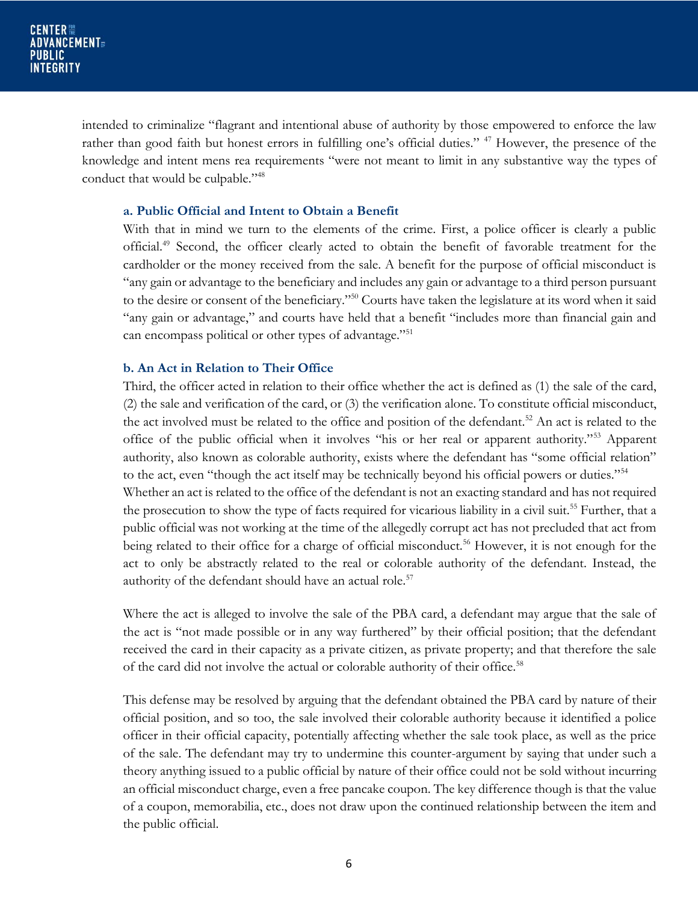intended to criminalize "flagrant and intentional abuse of authority by those empowered to enforce the law rather than good faith but honest errors in fulfilling one's official duties." [47] However, the presence of the knowledge and intent mens rea requirements "were not meant to limit in any substantive way the types of conduct that would be culpable."[48]

### a. Public Official and Intent to Obtain a Benefit

With that in mind we turn to the elements of the crime. First, a police officer is clearly a public official.[49] Second, the officer clearly acted to obtain the benefit of favorable treatment for the cardholder or the money received from the sale. A benefit for the purpose of official misconduct is "any gain or advantage to the beneficiary and includes any gain or advantage to a third person pursuant to the desire or consent of the beneficiary."[50] Courts have taken the legislature at its word when it said "any gain or advantage," and courts have held that a benefit "includes more than financial gain and can encompass political or other types of advantage."[51]

### b. An Act in Relation to Their Office

Third, the officer acted in relation to their office whether the act is defined as (1) the sale of the card, (2) the sale and verification of the card, or (3) the verification alone. To constitute official misconduct, the act involved must be related to the office and position of the defendant.[52] An act is related to the office of the public official when it involves "his or her real or apparent authority."[53] Apparent authority, also known as colorable authority, exists where the defendant has "some official relation" to the act, even "though the act itself may be technically beyond his official powers or duties."[54]

Whether an act is related to the office of the defendant is not an exacting standard and has not required the prosecution to show the type of facts required for vicarious liability in a civil suit.[55] Further, that a public official was not working at the time of the allegedly corrupt act has not precluded that act from being related to their office for a charge of official misconduct.[56] However, it is not enough for the act to only be abstractly related to the real or colorable authority of the defendant. Instead, the authority of the defendant should have an actual role.[57]

Where the act is alleged to involve the sale of the PBA card, a defendant may argue that the sale of the act is "not made possible or in any way furthered" by their official position; that the defendant received the card in their capacity as a private citizen, as private property; and that therefore the sale of the card did not involve the actual or colorable authority of their office.[58]

This defense may be resolved by arguing that the defendant obtained the PBA card by nature of their official position, and so too, the sale involved their colorable authority because it identified a police officer in their official capacity, potentially affecting whether the sale took place, as well as the price of the sale. The defendant may try to undermine this counter-argument by saying that under such a theory anything issued to a public official by nature of their office could not be sold without incurring an official misconduct charge, even a free pancake coupon. The key difference though is that the value of a coupon, memorabilia, etc., does not draw upon the continued relationship between the item and the public official.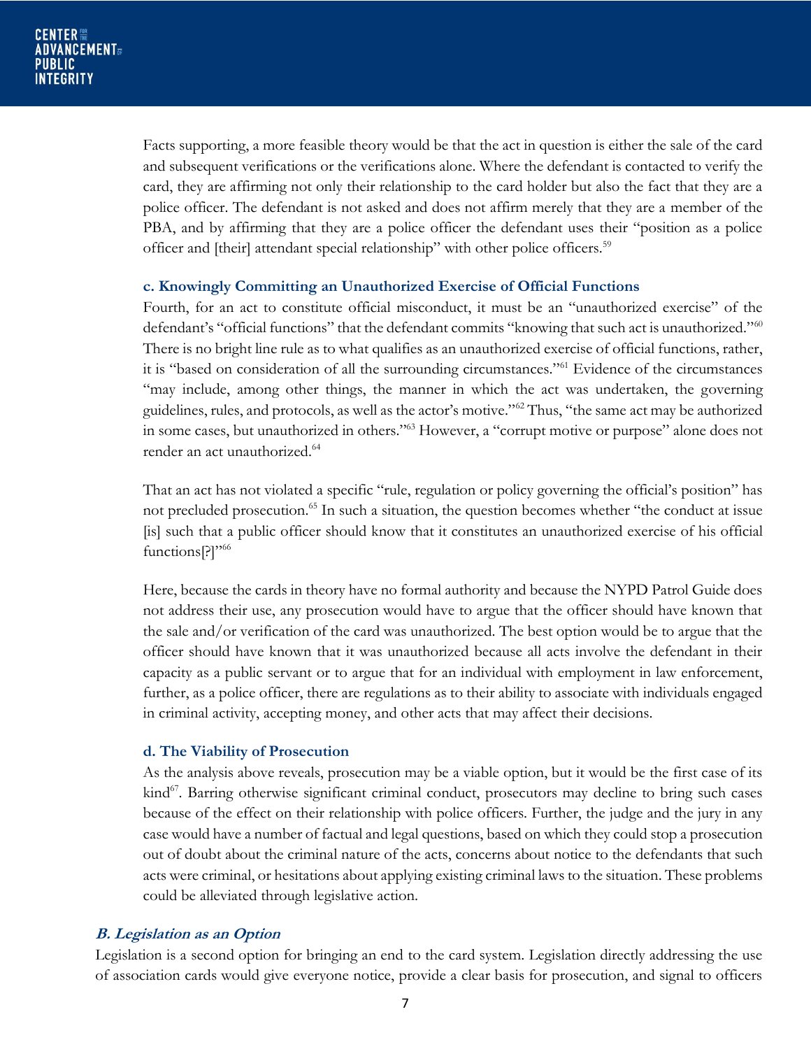Facts supporting, a more feasible theory would be that the act in question is either the sale of the card and subsequent verifications or the verifications alone. Where the defendant is contacted to verify the card, they are affirming not only their relationship to the card holder but also the fact that they are a police officer. The defendant is not asked and does not affirm merely that they are a member of the PBA, and by affirming that they are a police officer the defendant uses their "position as a police officer and [their] attendant special relationship" with other police officers.[59]

### c. Knowingly Committing an Unauthorized Exercise of Official Functions

Fourth, for an act to constitute official misconduct, it must be an "unauthorized exercise" of the defendant's "official functions" that the defendant commits "knowing that such act is unauthorized."[60] There is no bright line rule as to what qualifies as an unauthorized exercise of official functions, rather, it is "based on consideration of all the surrounding circumstances."[61] Evidence of the circumstances "may include, among other things, the manner in which the act was undertaken, the governing guidelines, rules, and protocols, as well as the actor's motive."[62] Thus, "the same act may be authorized in some cases, but unauthorized in others."[63] However, a "corrupt motive or purpose" alone does not render an act unauthorized.[64]

That an act has not violated a specific "rule, regulation or policy governing the official's position" has not precluded prosecution.[65] In such a situation, the question becomes whether "the conduct at issue [is] such that a public officer should know that it constitutes an unauthorized exercise of his official functions[?]"[66]

Here, because the cards in theory have no formal authority and because the NYPD Patrol Guide does not address their use, any prosecution would have to argue that the officer should have known that the sale and/or verification of the card was unauthorized. The best option would be to argue that the officer should have known that it was unauthorized because all acts involve the defendant in their capacity as a public servant or to argue that for an individual with employment in law enforcement, further, as a police officer, there are regulations as to their ability to associate with individuals engaged in criminal activity, accepting money, and other acts that may affect their decisions.

### d. The Viability of Prosecution

As the analysis above reveals, prosecution may be a viable option, but it would be the first case of its kind[67]. Barring otherwise significant criminal conduct, prosecutors may decline to bring such cases because of the effect on their relationship with police officers. Further, the judge and the jury in any case would have a number of factual and legal questions, based on which they could stop a prosecution out of doubt about the criminal nature of the acts, concerns about notice to the defendants that such acts were criminal, or hesitations about applying existing criminal laws to the situation. These problems could be alleviated through legislative action.

## *B. Legislation as an Option*

Legislation is a second option for bringing an end to the card system. Legislation directly addressing the use of association cards would give everyone notice, provide a clear basis for prosecution, and signal to officers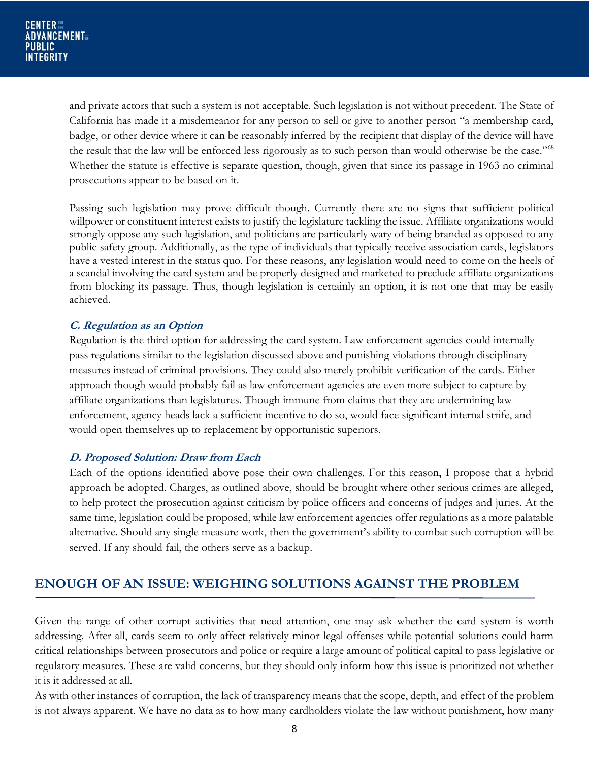and private actors that such a system is not acceptable. Such legislation is not without precedent. The State of California has made it a misdemeanor for any person to sell or give to another person "a membership card, badge, or other device where it can be reasonably inferred by the recipient that display of the device will have the result that the law will be enforced less rigorously as to such person than would otherwise be the case."[68] Whether the statute is effective is separate question, though, given that since its passage in 1963 no criminal prosecutions appear to be based on it.

Passing such legislation may prove difficult though. Currently there are no signs that sufficient political willpower or constituent interest exists to justify the legislature tackling the issue. Affiliate organizations would strongly oppose any such legislation, and politicians are particularly wary of being branded as opposed to any public safety group. Additionally, as the type of individuals that typically receive association cards, legislators have a vested interest in the status quo. For these reasons, any legislation would need to come on the heels of a scandal involving the card system and be properly designed and marketed to preclude affiliate organizations from blocking its passage. Thus, though legislation is certainly an option, it is not one that may be easily achieved.

### *C. Regulation as an Option*

Regulation is the third option for addressing the card system. Law enforcement agencies could internally pass regulations similar to the legislation discussed above and punishing violations through disciplinary measures instead of criminal provisions. They could also merely prohibit verification of the cards. Either approach though would probably fail as law enforcement agencies are even more subject to capture by affiliate organizations than legislatures. Though immune from claims that they are undermining law enforcement, agency heads lack a sufficient incentive to do so, would face significant internal strife, and would open themselves up to replacement by opportunistic superiors.

### *D. Proposed Solution: Draw from Each*

Each of the options identified above pose their own challenges. For this reason, I propose that a hybrid approach be adopted. Charges, as outlined above, should be brought where other serious crimes are alleged, to help protect the prosecution against criticism by police officers and concerns of judges and juries. At the same time, legislation could be proposed, while law enforcement agencies offer regulations as a more palatable alternative. Should any single measure work, then the government's ability to combat such corruption will be served. If any should fail, the others serve as a backup.

## ENOUGH OF AN ISSUE: WEIGHING SOLUTIONS AGAINST THE PROBLEM

Given the range of other corrupt activities that need attention, one may ask whether the card system is worth addressing. After all, cards seem to only affect relatively minor legal offenses while potential solutions could harm critical relationships between prosecutors and police or require a large amount of political capital to pass legislative or regulatory measures. These are valid concerns, but they should only inform how this issue is prioritized not whether it is it addressed at all.

As with other instances of corruption, the lack of transparency means that the scope, depth, and effect of the problem is not always apparent. We have no data as to how many cardholders violate the law without punishment, how many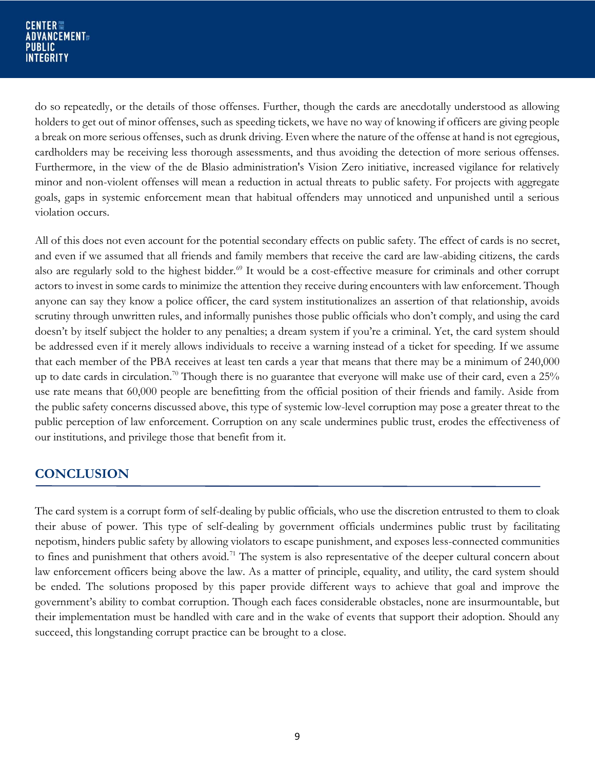do so repeatedly, or the details of those offenses. Further, though the cards are anecdotally understood as allowing holders to get out of minor offenses, such as speeding tickets, we have no way of knowing if officers are giving people a break on more serious offenses, such as drunk driving. Even where the nature of the offense at hand is not egregious, cardholders may be receiving less thorough assessments, and thus avoiding the detection of more serious offenses. Furthermore, in the view of the de Blasio administration's Vision Zero initiative, increased vigilance for relatively minor and non-violent offenses will mean a reduction in actual threats to public safety. For projects with aggregate goals, gaps in systemic enforcement mean that habitual offenders may unnoticed and unpunished until a serious violation occurs.

All of this does not even account for the potential secondary effects on public safety. The effect of cards is no secret, and even if we assumed that all friends and family members that receive the card are law-abiding citizens, the cards also are regularly sold to the highest bidder.[69] It would be a cost-effective measure for criminals and other corrupt actors to invest in some cards to minimize the attention they receive during encounters with law enforcement. Though anyone can say they know a police officer, the card system institutionalizes an assertion of that relationship, avoids scrutiny through unwritten rules, and informally punishes those public officials who don't comply, and using the card doesn't by itself subject the holder to any penalties; a dream system if you're a criminal. Yet, the card system should be addressed even if it merely allows individuals to receive a warning instead of a ticket for speeding. If we assume that each member of the PBA receives at least ten cards a year that means that there may be a minimum of 240,000 up to date cards in circulation.[70] Though there is no guarantee that everyone will make use of their card, even a 25% use rate means that 60,000 people are benefitting from the official position of their friends and family. Aside from the public safety concerns discussed above, this type of systemic low-level corruption may pose a greater threat to the public perception of law enforcement. Corruption on any scale undermines public trust, erodes the effectiveness of our institutions, and privilege those that benefit from it.

## CONCLUSION

The card system is a corrupt form of self-dealing by public officials, who use the discretion entrusted to them to cloak their abuse of power. This type of self-dealing by government officials undermines public trust by facilitating nepotism, hinders public safety by allowing violators to escape punishment, and exposes less-connected communities to fines and punishment that others avoid.[71] The system is also representative of the deeper cultural concern about law enforcement officers being above the law. As a matter of principle, equality, and utility, the card system should be ended. The solutions proposed by this paper provide different ways to achieve that goal and improve the government's ability to combat corruption. Though each faces considerable obstacles, none are insurmountable, but their implementation must be handled with care and in the wake of events that support their adoption. Should any succeed, this longstanding corrupt practice can be brought to a close.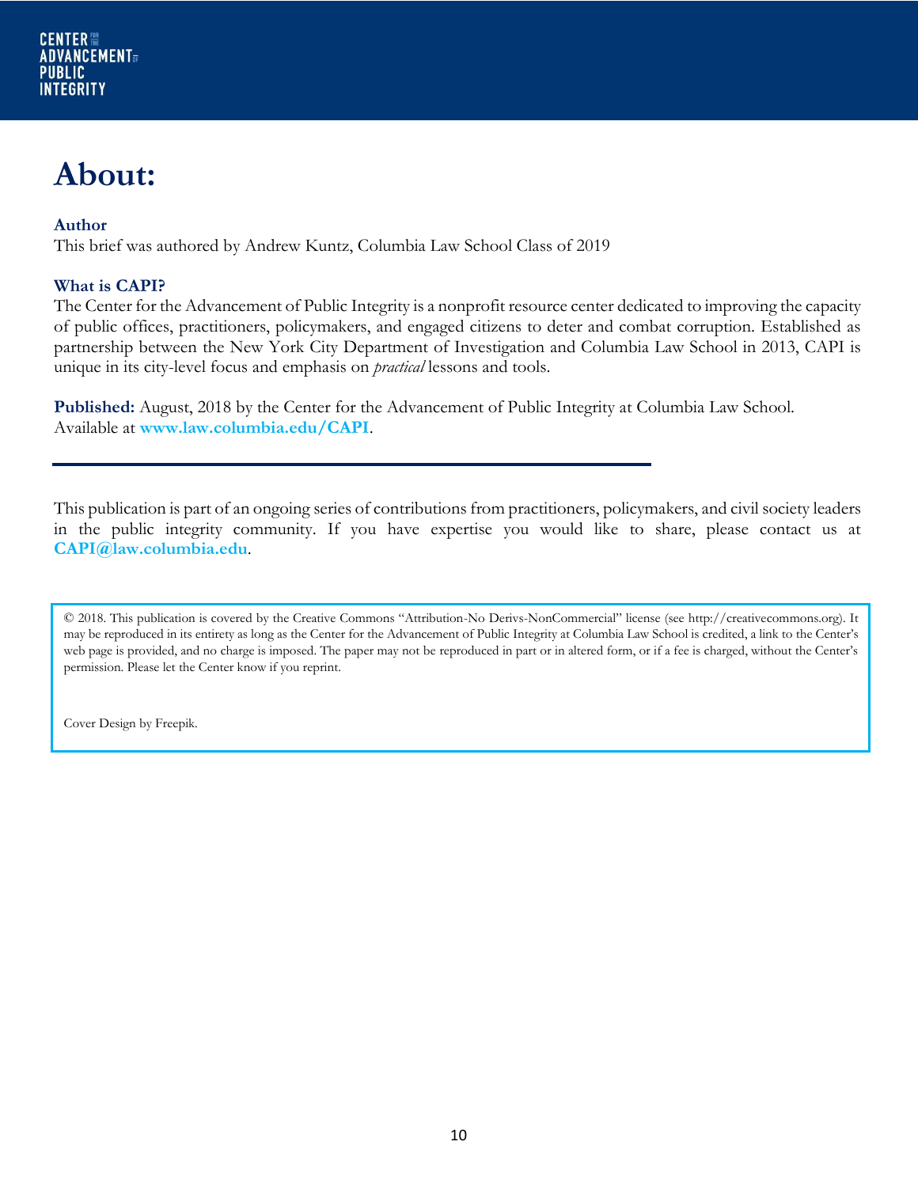CENTER FOR THE ADVANCEMENT OF PUBLIC INTEGRITY

# About:

**Author**
This brief was authored by Andrew Kuntz, Columbia Law School Class of 2019

**What is CAPI?**
The Center for the Advancement of Public Integrity is a nonprofit resource center dedicated to improving the capacity of public offices, practitioners, policymakers, and engaged citizens to deter and combat corruption. Established as partnership between the New York City Department of Investigation and Columbia Law School in 2013, CAPI is unique in its city-level focus and emphasis on *practical* lessons and tools.

**Published:** August, 2018 by the Center for the Advancement of Public Integrity at Columbia Law School. Available at **www.law.columbia.edu/CAPI**.

---

This publication is part of an ongoing series of contributions from practitioners, policymakers, and civil society leaders in the public integrity community. If you have expertise you would like to share, please contact us at **CAPI@law.columbia.edu**.

© 2018. This publication is covered by the Creative Commons "Attribution-No Derivs-NonCommercial" license (see http://creativecommons.org). It may be reproduced in its entirety as long as the Center for the Advancement of Public Integrity at Columbia Law School is credited, a link to the Center's web page is provided, and no charge is imposed. The paper may not be reproduced in part or in altered form, or if a fee is charged, without the Center's permission. Please let the Center know if you reprint.

Cover Design by Freepik.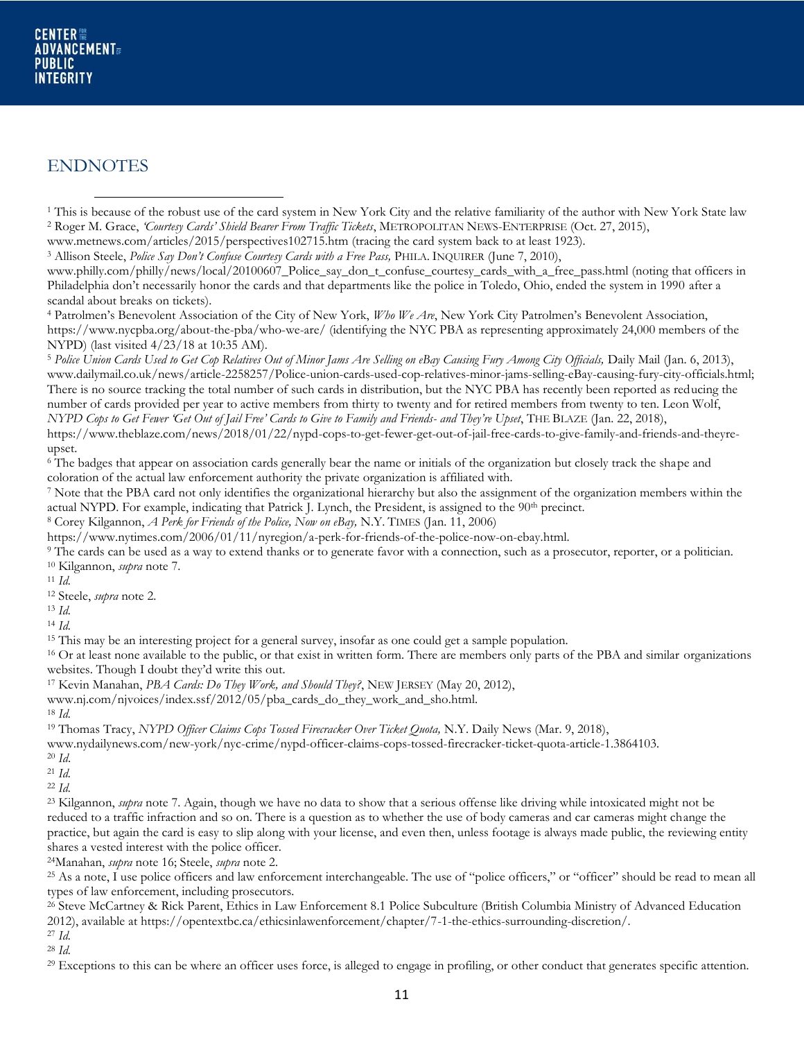## ENDNOTES

[1] This is because of the robust use of the card system in New York City and the relative familiarity of the author with New York State law

[2] Roger M. Grace, *'Courtesy Cards' Shield Bearer From Traffic Tickets*, METROPOLITAN NEWS-ENTERPRISE (Oct. 27, 2015), www.metnews.com/articles/2015/perspectives102715.htm (tracing the card system back to at least 1923).

[3] Allison Steele, *Police Say Don't Confuse Courtesy Cards with a Free Pass,* PHILA. INQUIRER (June 7, 2010), www.philly.com/philly/news/local/20100607_Police_say_don_t_confuse_courtesy_cards_with_a_free_pass.html (noting that officers in Philadelphia don't necessarily honor the cards and that departments like the police in Toledo, Ohio, ended the system in 1990 after a scandal about breaks on tickets).

[4] Patrolmen's Benevolent Association of the City of New York, *Who We Are*, New York City Patrolmen's Benevolent Association, https://www.nycpba.org/about-the-pba/who-we-are/ (identifying the NYC PBA as representing approximately 24,000 members of the NYPD) (last visited 4/23/18 at 10:35 AM).

[5] *Police Union Cards Used to Get Cop Relatives Out of Minor Jams Are Selling on eBay Causing Fury Among City Officials,* Daily Mail (Jan. 6, 2013), www.dailymail.co.uk/news/article-2258257/Police-union-cards-used-cop-relatives-minor-jams-selling-eBay-causing-fury-city-officials.html; There is no source tracking the total number of such cards in distribution, but the NYC PBA has recently been reported as reducing the number of cards provided per year to active members from thirty to twenty and for retired members from twenty to ten. Leon Wolf, *NYPD Cops to Get Fewer 'Get Out of Jail Free' Cards to Give to Family and Friends- and They're Upset*, THE BLAZE (Jan. 22, 2018), https://www.theblaze.com/news/2018/01/22/nypd-cops-to-get-fewer-get-out-of-jail-free-cards-to-give-family-and-friends-and-theyre-upset.

[6] The badges that appear on association cards generally bear the name or initials of the organization but closely track the shape and coloration of the actual law enforcement authority the private organization is affiliated with.

[7] Note that the PBA card not only identifies the organizational hierarchy but also the assignment of the organization members within the actual NYPD. For example, indicating that Patrick J. Lynch, the President, is assigned to the 90th precinct.

[8] Corey Kilgannon, *A Perk for Friends of the Police, Now on eBay,* N.Y. TIMES (Jan. 11, 2006) https://www.nytimes.com/2006/01/11/nyregion/a-perk-for-friends-of-the-police-now-on-ebay.html.

[9] The cards can be used as a way to extend thanks or to generate favor with a connection, such as a prosecutor, reporter, or a politician.

[10] Kilgannon, *supra* note 7.

[11] *Id.*

[12] Steele, *supra* note 2.

[13] *Id.*

[14] *Id.*

[15] This may be an interesting project for a general survey, insofar as one could get a sample population.

[16] Or at least none available to the public, or that exist in written form. There are members only parts of the PBA and similar organizations websites. Though I doubt they'd write this out.

[17] Kevin Manahan, *PBA Cards: Do They Work, and Should They?*, NEW JERSEY (May 20, 2012), www.nj.com/njvoices/index.ssf/2012/05/pba_cards_do_they_work_and_sho.html.

[18] *Id.*

[19] Thomas Tracy, *NYPD Officer Claims Cops Tossed Firecracker Over Ticket Quota,* N.Y. Daily News (Mar. 9, 2018), www.nydailynews.com/new-york/nyc-crime/nypd-officer-claims-cops-tossed-firecracker-ticket-quota-article-1.3864103.

[20] *Id.*

[21] *Id.*

[22] *Id.*

[23] Kilgannon, *supra* note 7. Again, though we have no data to show that a serious offense like driving while intoxicated might not be reduced to a traffic infraction and so on. There is a question as to whether the use of body cameras and car cameras might change the practice, but again the card is easy to slip along with your license, and even then, unless footage is always made public, the reviewing entity shares a vested interest with the police officer.

[24] Manahan, *supra* note 16; Steele, *supra* note 2.

[25] As a note, I use police officers and law enforcement interchangeable. The use of "police officers," or "officer" should be read to mean all types of law enforcement, including prosecutors.

[26] Steve McCartney & Rick Parent, Ethics in Law Enforcement 8.1 Police Subculture (British Columbia Ministry of Advanced Education 2012), available at https://opentextbc.ca/ethicsinlawenforcement/chapter/7-1-the-ethics-surrounding-discretion/.

[27] *Id.*

[28] *Id.*

[29] Exceptions to this can be where an officer uses force, is alleged to engage in profiling, or other conduct that generates specific attention.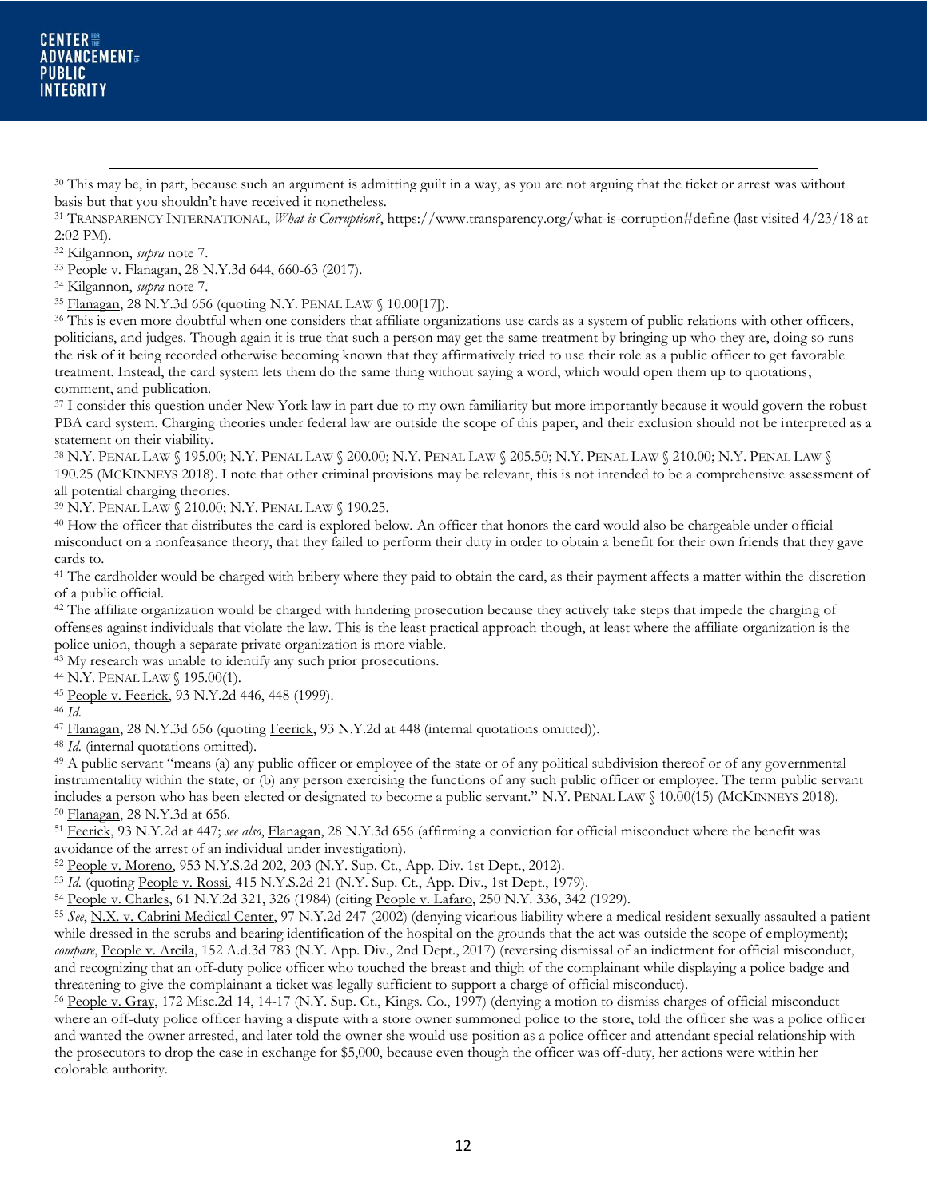[30] This may be, in part, because such an argument is admitting guilt in a way, as you are not arguing that the ticket or arrest was without basis but that you shouldn't have received it nonetheless.

[31] TRANSPARENCY INTERNATIONAL, *What is Corruption?*, https://www.transparency.org/what-is-corruption#define (last visited 4/23/18 at 2:02 PM).

[32] Kilgannon, *supra* note 7.

[33] People v. Flanagan, 28 N.Y.3d 644, 660-63 (2017).

[34] Kilgannon, *supra* note 7.

[35] Flanagan, 28 N.Y.3d 656 (quoting N.Y. PENAL LAW § 10.00[17]).

[36] This is even more doubtful when one considers that affiliate organizations use cards as a system of public relations with other officers, politicians, and judges. Though again it is true that such a person may get the same treatment by bringing up who they are, doing so runs the risk of it being recorded otherwise becoming known that they affirmatively tried to use their role as a public officer to get favorable treatment. Instead, the card system lets them do the same thing without saying a word, which would open them up to quotations, comment, and publication.

[37] I consider this question under New York law in part due to my own familiarity but more importantly because it would govern the robust PBA card system. Charging theories under federal law are outside the scope of this paper, and their exclusion should not be interpreted as a statement on their viability.

[38] N.Y. PENAL LAW § 195.00; N.Y. PENAL LAW § 200.00; N.Y. PENAL LAW § 205.50; N.Y. PENAL LAW § 210.00; N.Y. PENAL LAW § 190.25 (MCKINNEYS 2018). I note that other criminal provisions may be relevant, this is not intended to be a comprehensive assessment of all potential charging theories.

[39] N.Y. PENAL LAW § 210.00; N.Y. PENAL LAW § 190.25.

[40] How the officer that distributes the card is explored below. An officer that honors the card would also be chargeable under official misconduct on a nonfeasance theory, that they failed to perform their duty in order to obtain a benefit for their own friends that they gave cards to.

[41] The cardholder would be charged with bribery where they paid to obtain the card, as their payment affects a matter within the discretion of a public official.

[42] The affiliate organization would be charged with hindering prosecution because they actively take steps that impede the charging of offenses against individuals that violate the law. This is the least practical approach though, at least where the affiliate organization is the police union, though a separate private organization is more viable.

[43] My research was unable to identify any such prior prosecutions.

[44] N.Y. PENAL LAW § 195.00(1).

[45] People v. Feerick, 93 N.Y.2d 446, 448 (1999).

[46] *Id.*

[47] Flanagan, 28 N.Y.3d 656 (quoting Feerick, 93 N.Y.2d at 448 (internal quotations omitted)).

[48] *Id.* (internal quotations omitted).

[49] A public servant "means (a) any public officer or employee of the state or of any political subdivision thereof or of any governmental instrumentality within the state, or (b) any person exercising the functions of any such public officer or employee. The term public servant includes a person who has been elected or designated to become a public servant." N.Y. PENAL LAW § 10.00(15) (MCKINNEYS 2018).

[50] Flanagan, 28 N.Y.3d at 656.

[51] Feerick, 93 N.Y.2d at 447; *see also*, Flanagan, 28 N.Y.3d 656 (affirming a conviction for official misconduct where the benefit was avoidance of the arrest of an individual under investigation).

[52] People v. Moreno, 953 N.Y.S.2d 202, 203 (N.Y. Sup. Ct., App. Div. 1st Dept., 2012).

[53] *Id.* (quoting People v. Rossi, 415 N.Y.S.2d 21 (N.Y. Sup. Ct., App. Div., 1st Dept., 1979).

[54] People v. Charles, 61 N.Y.2d 321, 326 (1984) (citing People v. Lafaro, 250 N.Y. 336, 342 (1929).

[55] *See*, N.X. v. Cabrini Medical Center, 97 N.Y.2d 247 (2002) (denying vicarious liability where a medical resident sexually assaulted a patient while dressed in the scrubs and bearing identification of the hospital on the grounds that the act was outside the scope of employment); *compare*, People v. Arcila, 152 A.d.3d 783 (N.Y. App. Div., 2nd Dept., 2017) (reversing dismissal of an indictment for official misconduct, and recognizing that an off-duty police officer who touched the breast and thigh of the complainant while displaying a police badge and threatening to give the complainant a ticket was legally sufficient to support a charge of official misconduct).

[56] People v. Gray, 172 Misc.2d 14, 14-17 (N.Y. Sup. Ct., Kings. Co., 1997) (denying a motion to dismiss charges of official misconduct where an off-duty police officer having a dispute with a store owner summoned police to the store, told the officer she was a police officer and wanted the owner arrested, and later told the owner she would use position as a police officer and attendant special relationship with the prosecutors to drop the case in exchange for $5,000, because even though the officer was off-duty, her actions were within her colorable authority.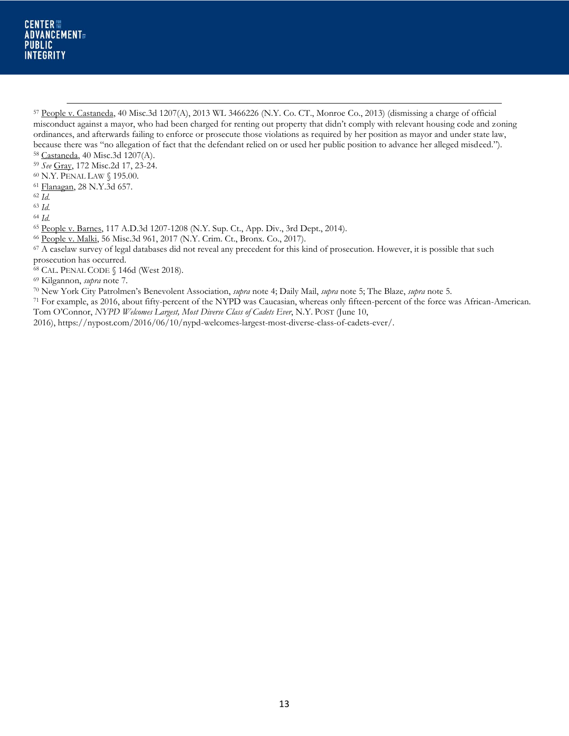[57] People v. Castaneda, 40 Misc.3d 1207(A), 2013 WL 3466226 (N.Y. Co. CT., Monroe Co., 2013) (dismissing a charge of official misconduct against a mayor, who had been charged for renting out property that didn't comply with relevant housing code and zoning ordinances, and afterwards failing to enforce or prosecute those violations as required by her position as mayor and under state law, because there was "no allegation of fact that the defendant relied on or used her public position to advance her alleged misdeed.").

[58] Castaneda, 40 Misc.3d 1207(A).

[59] *See* Gray, 172 Misc.2d 17, 23-24.

[60] N.Y. PENAL LAW § 195.00.

[61] Flanagan, 28 N.Y.3d 657.

[62] *Id.*

[63] *Id.*

[64] *Id.*

[65] People v. Barnes, 117 A.D.3d 1207-1208 (N.Y. Sup. Ct., App. Div., 3rd Dept., 2014).

[66] People v. Malki, 56 Misc.3d 961, 2017 (N.Y. Crim. Ct., Bronx. Co., 2017).

[67] A caselaw survey of legal databases did not reveal any precedent for this kind of prosecution. However, it is possible that such prosecution has occurred.

[68] CAL. PENAL CODE § 146d (West 2018).

[69] Kilgannon, *supra* note 7.

[70] New York City Patrolmen's Benevolent Association, *supra* note 4; Daily Mail, *supra* note 5; The Blaze, *supra* note 5.

[71] For example, as 2016, about fifty-percent of the NYPD was Caucasian, whereas only fifteen-percent of the force was African-American. Tom O'Connor, *NYPD Welcomes Largest, Most Diverse Class of Cadets Ever*, N.Y. POST (June 10, 2016), https://nypost.com/2016/06/10/nypd-welcomes-largest-most-diverse-class-of-cadets-ever/.